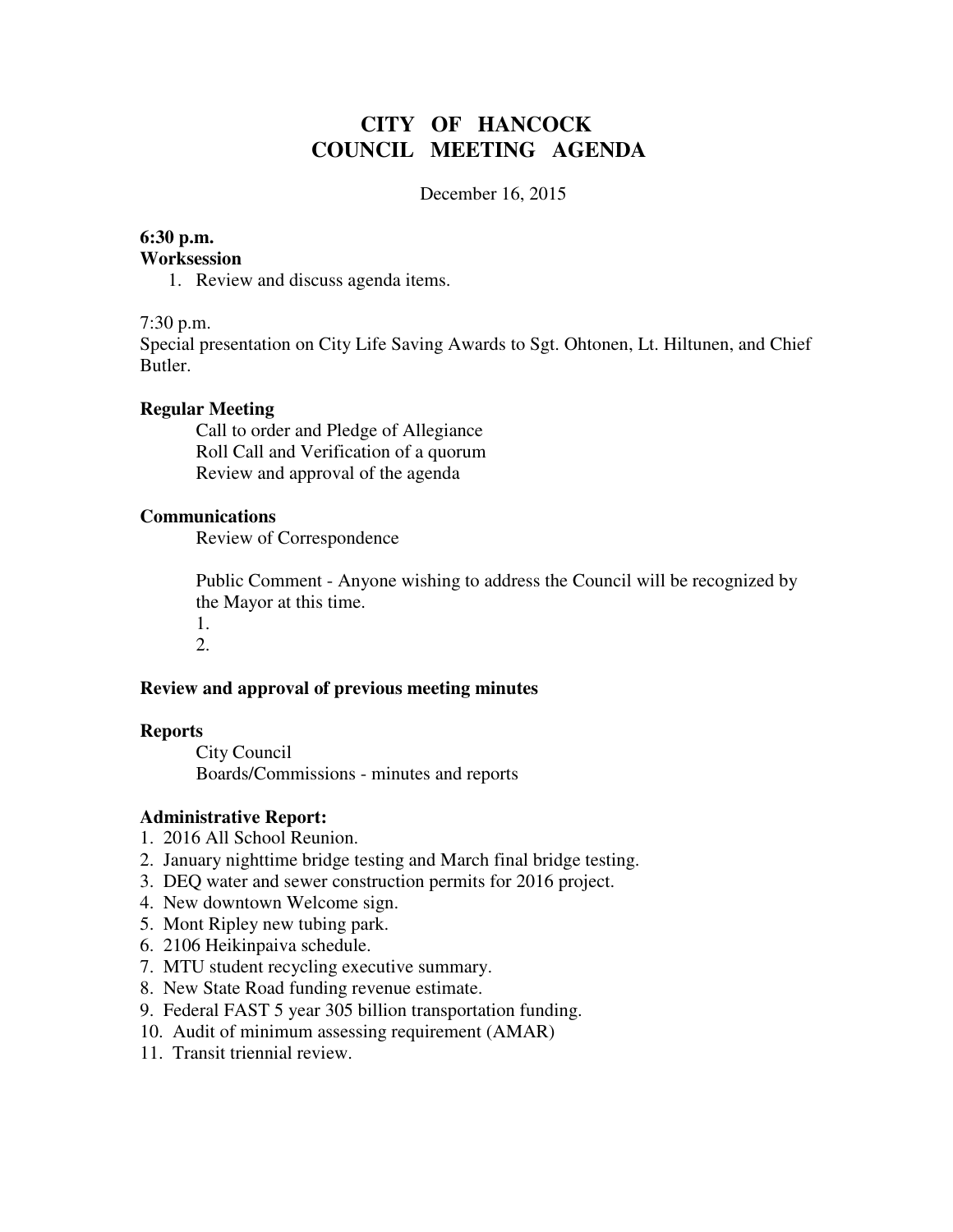# CITY OF HANCOCK
# COUNCIL MEETING AGENDA

December 16, 2015

**6:30 p.m.**
**Worksession**

1. Review and discuss agenda items.

7:30 p.m.
Special presentation on City Life Saving Awards to Sgt. Ohtonen, Lt. Hiltunen, and Chief Butler.

**Regular Meeting**

Call to order and Pledge of Allegiance
Roll Call and Verification of a quorum
Review and approval of the agenda

**Communications**

Review of Correspondence

Public Comment - Anyone wishing to address the Council will be recognized by the Mayor at this time.
1.
2.

**Review and approval of previous meeting minutes**

**Reports**

City Council
Boards/Commissions - minutes and reports

**Administrative Report:**

1. 2016 All School Reunion.
2. January nighttime bridge testing and March final bridge testing.
3. DEQ water and sewer construction permits for 2016 project.
4. New downtown Welcome sign.
5. Mont Ripley new tubing park.
6. 2106 Heikinpaiva schedule.
7. MTU student recycling executive summary.
8. New State Road funding revenue estimate.
9. Federal FAST 5 year 305 billion transportation funding.
10. Audit of minimum assessing requirement (AMAR)
11. Transit triennial review.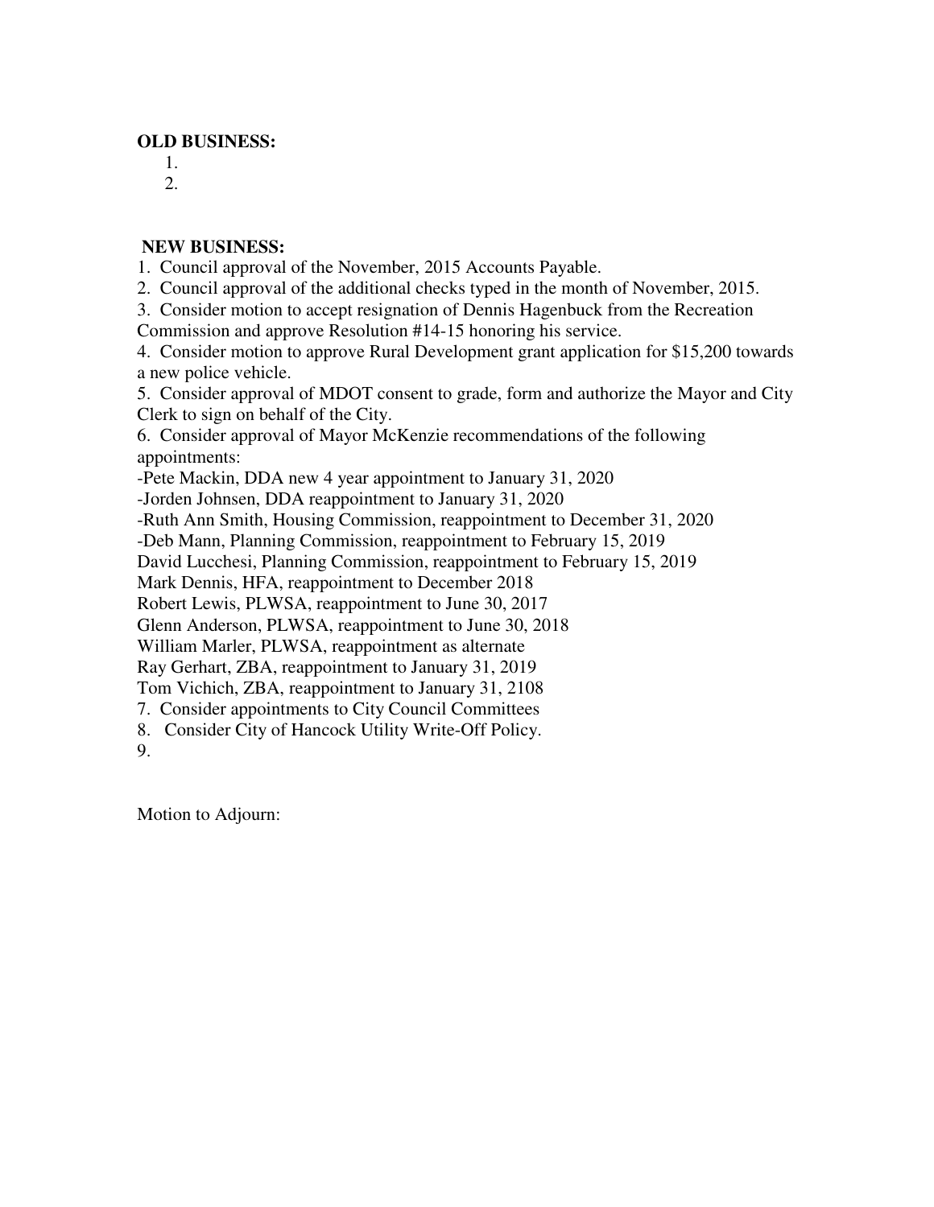**OLD BUSINESS:**

1.
2.

**NEW BUSINESS:**

1. Council approval of the November, 2015 Accounts Payable.
2. Council approval of the additional checks typed in the month of November, 2015.
3. Consider motion to accept resignation of Dennis Hagenbuck from the Recreation Commission and approve Resolution #14-15 honoring his service.
4. Consider motion to approve Rural Development grant application for $15,200 towards a new police vehicle.
5. Consider approval of MDOT consent to grade, form and authorize the Mayor and City Clerk to sign on behalf of the City.
6. Consider approval of Mayor McKenzie recommendations of the following appointments:

-Pete Mackin, DDA new 4 year appointment to January 31, 2020
-Jorden Johnsen, DDA reappointment to January 31, 2020
-Ruth Ann Smith, Housing Commission, reappointment to December 31, 2020
-Deb Mann, Planning Commission, reappointment to February 15, 2019
David Lucchesi, Planning Commission, reappointment to February 15, 2019
Mark Dennis, HFA, reappointment to December 2018
Robert Lewis, PLWSA, reappointment to June 30, 2017
Glenn Anderson, PLWSA, reappointment to June 30, 2018
William Marler, PLWSA, reappointment as alternate
Ray Gerhart, ZBA, reappointment to January 31, 2019
Tom Vichich, ZBA, reappointment to January 31, 2108

7. Consider appointments to City Council Committees
8. Consider City of Hancock Utility Write-Off Policy.
9.

Motion to Adjourn: